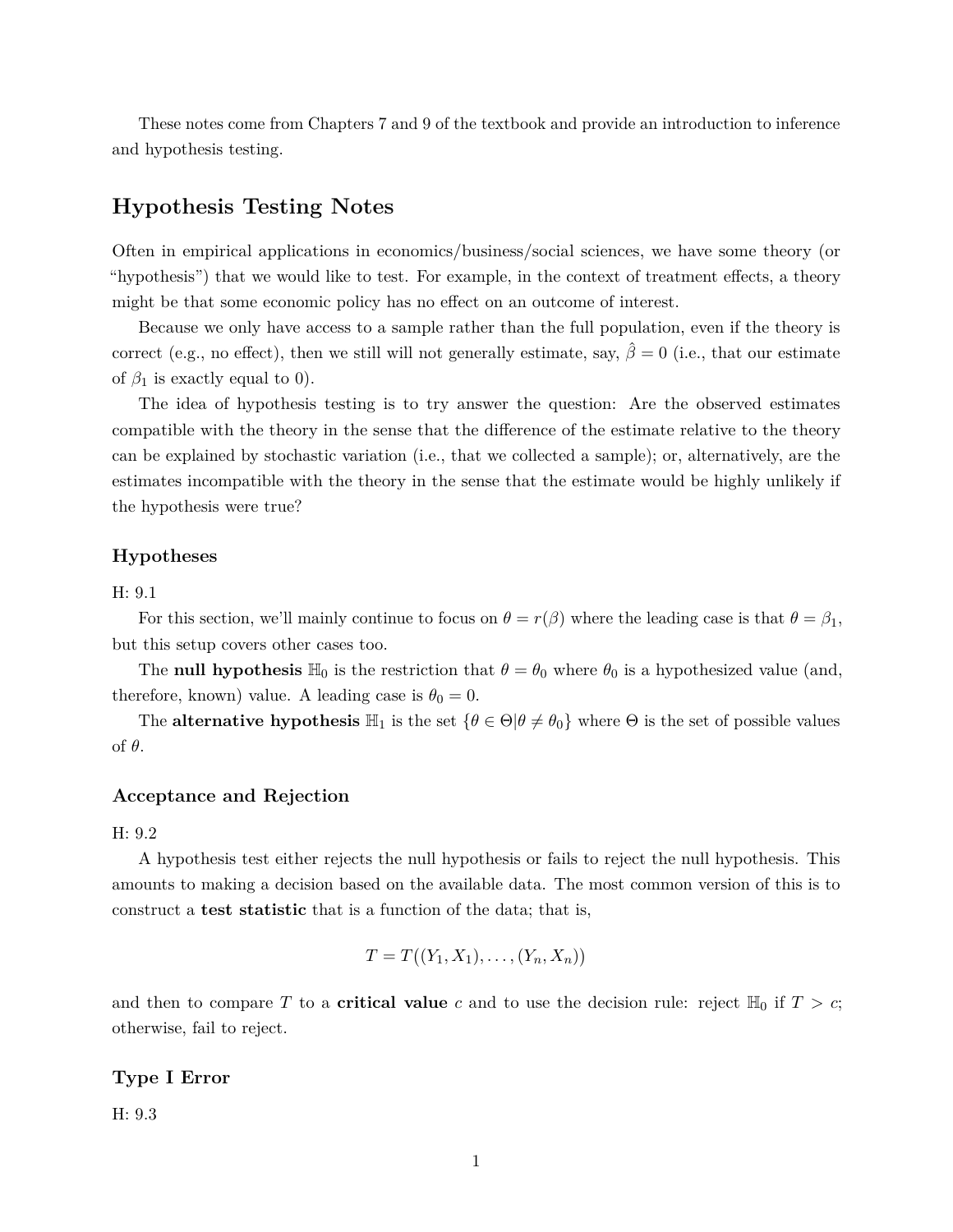These notes come from Chapters 7 and 9 of the textbook and provide an introduction to inference and hypothesis testing.

## Hypothesis Testing Notes

Often in empirical applications in economics/business/social sciences, we have some theory (or "hypothesis") that we would like to test. For example, in the context of treatment effects, a theory might be that some economic policy has no effect on an outcome of interest.

Because we only have access to a sample rather than the full population, even if the theory is correct (e.g., no effect), then we still will not generally estimate, say, $\hat{\beta} = 0$ (i.e., that our estimate of $\beta_1$ is exactly equal to 0).

The idea of hypothesis testing is to try answer the question: Are the observed estimates compatible with the theory in the sense that the difference of the estimate relative to the theory can be explained by stochastic variation (i.e., that we collected a sample); or, alternatively, are the estimates incompatible with the theory in the sense that the estimate would be highly unlikely if the hypothesis were true?

### Hypotheses

H: 9.1

For this section, we'll mainly continue to focus on $\theta = r(\beta)$ where the leading case is that $\theta = \beta_1$, but this setup covers other cases too.

The **null hypothesis** $\mathbb{H}_0$ is the restriction that $\theta = \theta_0$ where $\theta_0$ is a hypothesized value (and, therefore, known) value. A leading case is $\theta_0 = 0$.

The **alternative hypothesis** $\mathbb{H}_1$ is the set $\{\theta \in \Theta | \theta \neq \theta_0\}$ where $\Theta$ is the set of possible values of $\theta$.

### Acceptance and Rejection

H: 9.2

A hypothesis test either rejects the null hypothesis or fails to reject the null hypothesis. This amounts to making a decision based on the available data. The most common version of this is to construct a **test statistic** that is a function of the data; that is,

$$T = T\big((Y_1, X_1), \ldots, (Y_n, X_n)\big)$$

and then to compare $T$ to a **critical value** $c$ and to use the decision rule: reject $\mathbb{H}_0$ if $T > c$; otherwise, fail to reject.

### Type I Error

H: 9.3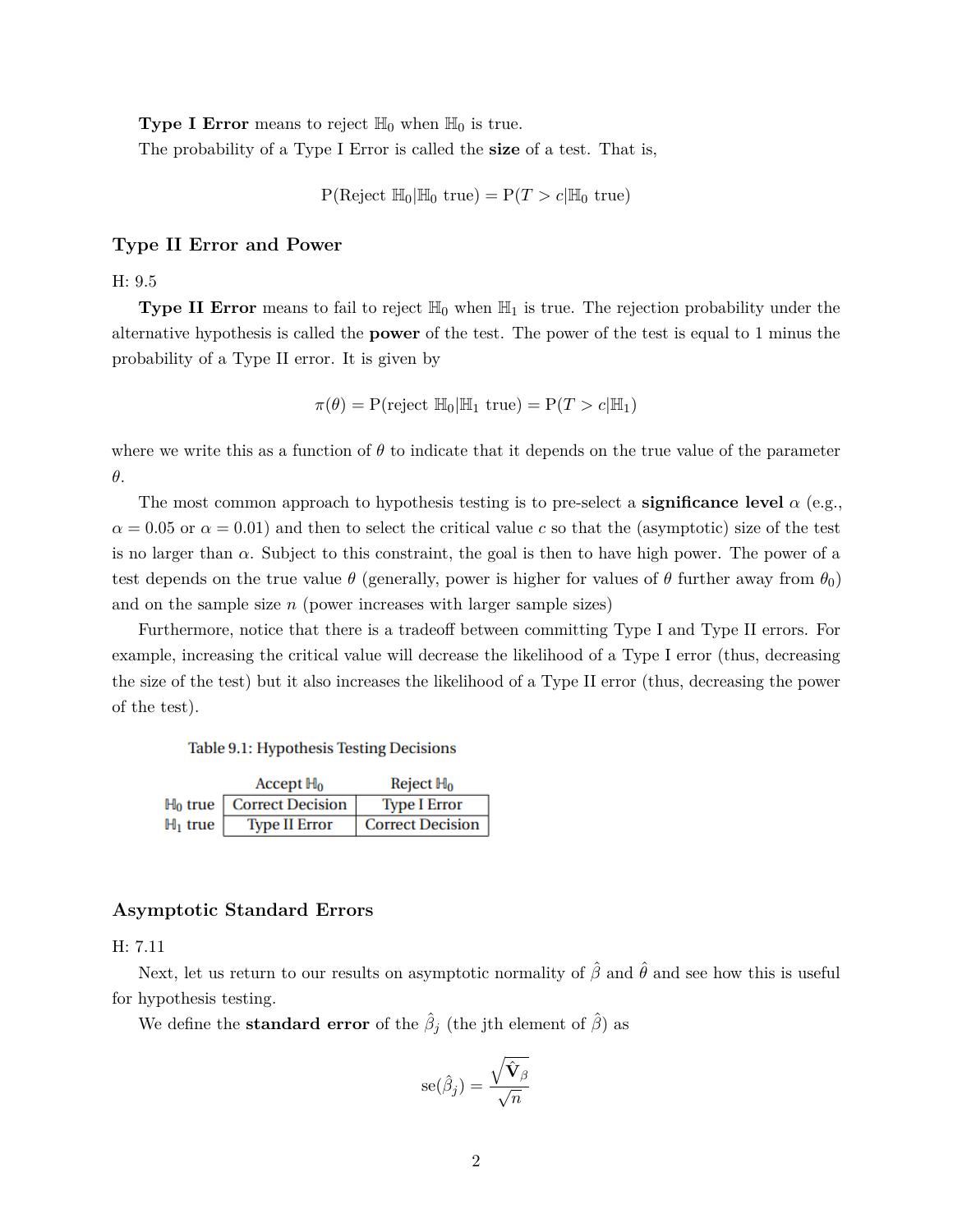**Type I Error** means to reject $\mathbb{H}_0$ when $\mathbb{H}_0$ is true.

The probability of a Type I Error is called the **size** of a test. That is,

$$\text{P}(\text{Reject } \mathbb{H}_0 | \mathbb{H}_0 \text{ true}) = \text{P}(T > c | \mathbb{H}_0 \text{ true})$$

## Type II Error and Power

H: 9.5

**Type II Error** means to fail to reject $\mathbb{H}_0$ when $\mathbb{H}_1$ is true. The rejection probability under the alternative hypothesis is called the **power** of the test. The power of the test is equal to 1 minus the probability of a Type II error. It is given by

$$\pi(\theta) = \text{P}(\text{reject } \mathbb{H}_0 | \mathbb{H}_1 \text{ true}) = \text{P}(T > c | \mathbb{H}_1)$$

where we write this as a function of $\theta$ to indicate that it depends on the true value of the parameter $\theta$.

The most common approach to hypothesis testing is to pre-select a **significance level** $\alpha$ (e.g., $\alpha = 0.05$ or $\alpha = 0.01$) and then to select the critical value $c$ so that the (asymptotic) size of the test is no larger than $\alpha$. Subject to this constraint, the goal is then to have high power. The power of a test depends on the true value $\theta$ (generally, power is higher for values of $\theta$ further away from $\theta_0$) and on the sample size $n$ (power increases with larger sample sizes)

Furthermore, notice that there is a tradeoff between committing Type I and Type II errors. For example, increasing the critical value will decrease the likelihood of a Type I error (thus, decreasing the size of the test) but it also increases the likelihood of a Type II error (thus, decreasing the power of the test).

Table 9.1: Hypothesis Testing Decisions

| | Accept $\mathbb{H}_0$ | Reject $\mathbb{H}_0$ |
|---|---|---|
| $\mathbb{H}_0$ true | Correct Decision | Type I Error |
| $\mathbb{H}_1$ true | Type II Error | Correct Decision |

## Asymptotic Standard Errors

H: 7.11

Next, let us return to our results on asymptotic normality of $\hat{\beta}$ and $\hat{\theta}$ and see how this is useful for hypothesis testing.

We define the **standard error** of the $\hat{\beta}_j$ (the jth element of $\hat{\beta}$) as

$$\text{se}(\hat{\beta}_j) = \frac{\sqrt{\hat{\mathbf{V}}_\beta}}{\sqrt{n}}$$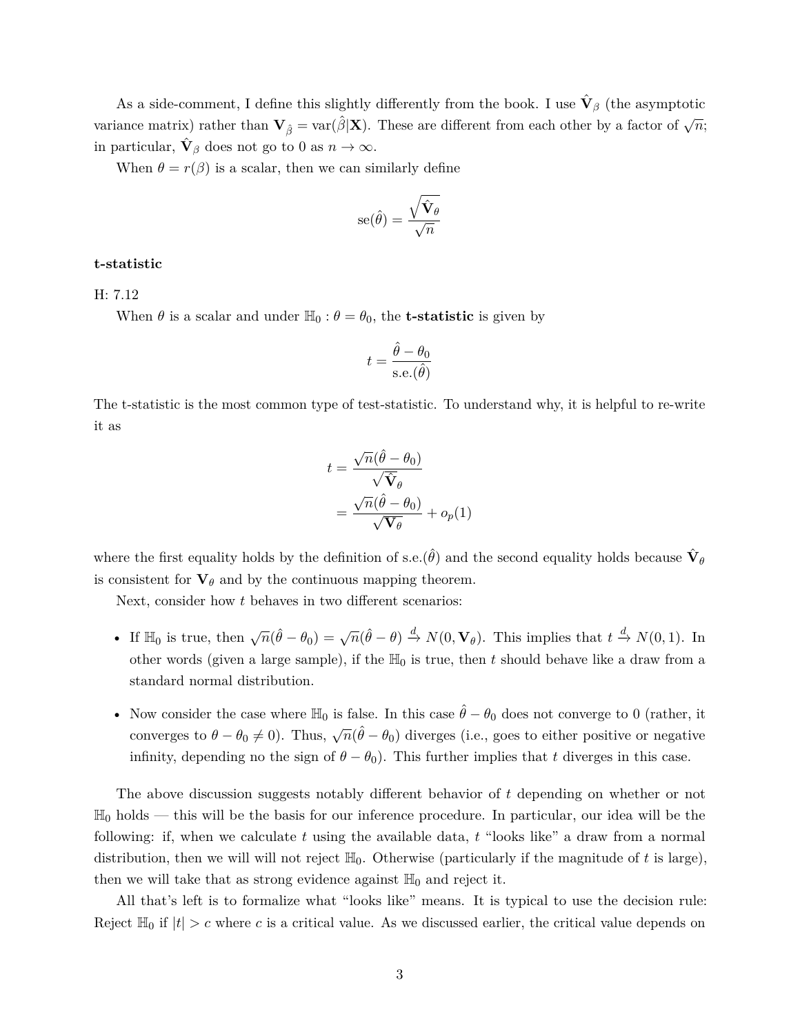As a side-comment, I define this slightly differently from the book. I use $\hat{\mathbf{V}}_\beta$ (the asymptotic variance matrix) rather than $\mathbf{V}_{\hat{\beta}} = \text{var}(\hat{\beta}|\mathbf{X})$. These are different from each other by a factor of $\sqrt{n}$; in particular, $\hat{\mathbf{V}}_\beta$ does not go to 0 as $n \to \infty$.

When $\theta = r(\beta)$ is a scalar, then we can similarly define

$$\text{se}(\hat{\theta}) = \frac{\sqrt{\hat{\mathbf{V}}_\theta}}{\sqrt{n}}$$

**t-statistic**

H: 7.12

When $\theta$ is a scalar and under $\mathbb{H}_0 : \theta = \theta_0$, the **t-statistic** is given by

$$t = \frac{\hat{\theta} - \theta_0}{\text{s.e.}(\hat{\theta})}$$

The t-statistic is the most common type of test-statistic. To understand why, it is helpful to re-write it as

$$\begin{aligned} t &= \frac{\sqrt{n}(\hat{\theta} - \theta_0)}{\sqrt{\hat{\mathbf{V}}_\theta}} \\ &= \frac{\sqrt{n}(\hat{\theta} - \theta_0)}{\sqrt{\mathbf{V}_\theta}} + o_p(1) \end{aligned}$$

where the first equality holds by the definition of s.e.$(\hat{\theta})$ and the second equality holds because $\hat{\mathbf{V}}_\theta$ is consistent for $\mathbf{V}_\theta$ and by the continuous mapping theorem.

Next, consider how $t$ behaves in two different scenarios:

- If $\mathbb{H}_0$ is true, then $\sqrt{n}(\hat{\theta} - \theta_0) = \sqrt{n}(\hat{\theta} - \theta) \xrightarrow{d} N(0, \mathbf{V}_\theta)$. This implies that $t \xrightarrow{d} N(0, 1)$. In other words (given a large sample), if the $\mathbb{H}_0$ is true, then $t$ should behave like a draw from a standard normal distribution.
- Now consider the case where $\mathbb{H}_0$ is false. In this case $\hat{\theta} - \theta_0$ does not converge to 0 (rather, it converges to $\theta - \theta_0 \neq 0$). Thus, $\sqrt{n}(\hat{\theta} - \theta_0)$ diverges (i.e., goes to either positive or negative infinity, depending no the sign of $\theta - \theta_0$). This further implies that $t$ diverges in this case.

The above discussion suggests notably different behavior of $t$ depending on whether or not $\mathbb{H}_0$ holds — this will be the basis for our inference procedure. In particular, our idea will be the following: if, when we calculate $t$ using the available data, $t$ "looks like" a draw from a normal distribution, then we will will not reject $\mathbb{H}_0$. Otherwise (particularly if the magnitude of $t$ is large), then we will take that as strong evidence against $\mathbb{H}_0$ and reject it.

All that's left is to formalize what "looks like" means. It is typical to use the decision rule: Reject $\mathbb{H}_0$ if $|t| > c$ where $c$ is a critical value. As we discussed earlier, the critical value depends on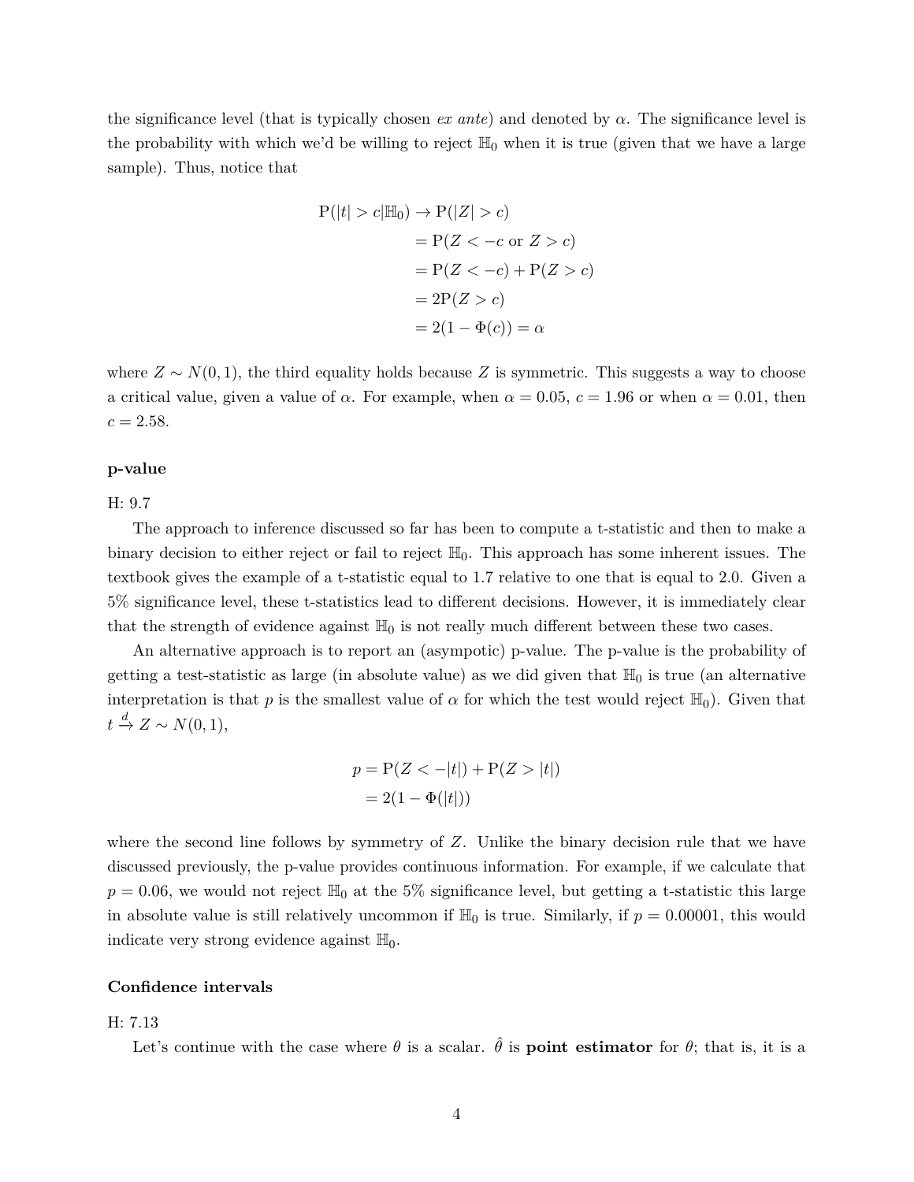the significance level (that is typically chosen *ex ante*) and denoted by $\alpha$. The significance level is the probability with which we'd be willing to reject $\mathbb{H}_0$ when it is true (given that we have a large sample). Thus, notice that

$$
\begin{aligned}
\mathrm{P}(|t| > c|\mathbb{H}_0) &\to \mathrm{P}(|Z| > c) \\
&= \mathrm{P}(Z < -c \text{ or } Z > c) \\
&= \mathrm{P}(Z < -c) + \mathrm{P}(Z > c) \\
&= 2\mathrm{P}(Z > c) \\
&= 2(1 - \Phi(c)) = \alpha
\end{aligned}
$$

where $Z \sim N(0,1)$, the third equality holds because $Z$ is symmetric. This suggests a way to choose a critical value, given a value of $\alpha$. For example, when $\alpha = 0.05$, $c = 1.96$ or when $\alpha = 0.01$, then $c = 2.58$.

**p-value**

H: 9.7

The approach to inference discussed so far has been to compute a t-statistic and then to make a binary decision to either reject or fail to reject $\mathbb{H}_0$. This approach has some inherent issues. The textbook gives the example of a t-statistic equal to 1.7 relative to one that is equal to 2.0. Given a 5% significance level, these t-statistics lead to different decisions. However, it is immediately clear that the strength of evidence against $\mathbb{H}_0$ is not really much different between these two cases.

An alternative approach is to report an (asympotic) p-value. The p-value is the probability of getting a test-statistic as large (in absolute value) as we did given that $\mathbb{H}_0$ is true (an alternative interpretation is that $p$ is the smallest value of $\alpha$ for which the test would reject $\mathbb{H}_0$). Given that $t \xrightarrow{d} Z \sim N(0,1)$,

$$
\begin{aligned}
p &= \mathrm{P}(Z < -|t|) + \mathrm{P}(Z > |t|) \\
&= 2(1 - \Phi(|t|))
\end{aligned}
$$

where the second line follows by symmetry of $Z$. Unlike the binary decision rule that we have discussed previously, the p-value provides continuous information. For example, if we calculate that $p = 0.06$, we would not reject $\mathbb{H}_0$ at the 5% significance level, but getting a t-statistic this large in absolute value is still relatively uncommon if $\mathbb{H}_0$ is true. Similarly, if $p = 0.00001$, this would indicate very strong evidence against $\mathbb{H}_0$.

**Confidence intervals**

H: 7.13

Let's continue with the case where $\theta$ is a scalar. $\hat{\theta}$ is **point estimator** for $\theta$; that is, it is a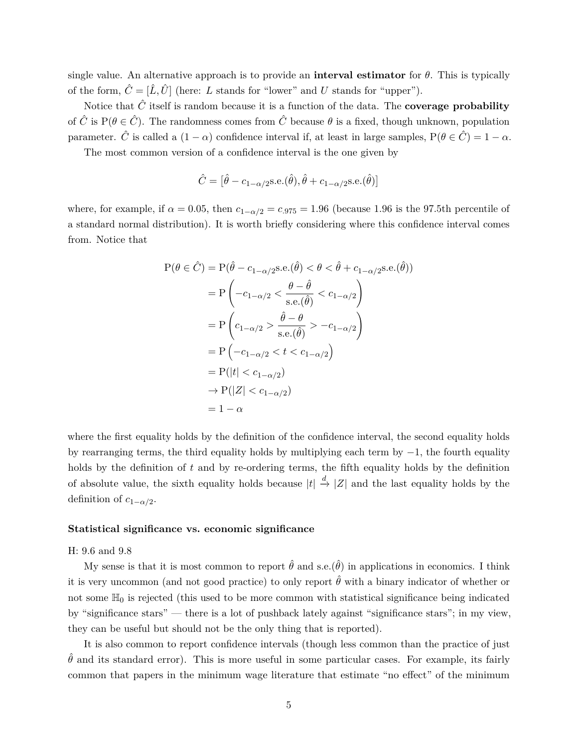single value. An alternative approach is to provide an **interval estimator** for $\theta$. This is typically of the form, $\hat{C} = [\hat{L}, \hat{U}]$ (here: $L$ stands for "lower" and $U$ stands for "upper").

Notice that $\hat{C}$ itself is random because it is a function of the data. The **coverage probability** of $\hat{C}$ is $\mathrm{P}(\theta \in \hat{C})$. The randomness comes from $\hat{C}$ because $\theta$ is a fixed, though unknown, population parameter. $\hat{C}$ is called a $(1-\alpha)$ confidence interval if, at least in large samples, $\mathrm{P}(\theta \in \hat{C}) = 1 - \alpha$.

The most common version of a confidence interval is the one given by

$$\hat{C} = [\hat{\theta} - c_{1-\alpha/2}\text{s.e.}(\hat{\theta}), \hat{\theta} + c_{1-\alpha/2}\text{s.e.}(\hat{\theta})]$$

where, for example, if $\alpha = 0.05$, then $c_{1-\alpha/2} = c_{.975} = 1.96$ (because 1.96 is the 97.5th percentile of a standard normal distribution). It is worth briefly considering where this confidence interval comes from. Notice that

$$\begin{aligned}
\mathrm{P}(\theta \in \hat{C}) &= \mathrm{P}(\hat{\theta} - c_{1-\alpha/2}\text{s.e.}(\hat{\theta}) < \theta < \hat{\theta} + c_{1-\alpha/2}\text{s.e.}(\hat{\theta})) \\
&= \mathrm{P}\left(-c_{1-\alpha/2} < \frac{\theta - \hat{\theta}}{\text{s.e.}(\hat{\theta})} < c_{1-\alpha/2}\right) \\
&= \mathrm{P}\left(c_{1-\alpha/2} > \frac{\hat{\theta} - \theta}{\text{s.e.}(\hat{\theta})} > -c_{1-\alpha/2}\right) \\
&= \mathrm{P}\left(-c_{1-\alpha/2} < t < c_{1-\alpha/2}\right) \\
&= \mathrm{P}(|t| < c_{1-\alpha/2}) \\
&\to \mathrm{P}(|Z| < c_{1-\alpha/2}) \\
&= 1 - \alpha
\end{aligned}$$

where the first equality holds by the definition of the confidence interval, the second equality holds by rearranging terms, the third equality holds by multiplying each term by $-1$, the fourth equality holds by the definition of $t$ and by re-ordering terms, the fifth equality holds by the definition of absolute value, the sixth equality holds because $|t| \xrightarrow{d} |Z|$ and the last equality holds by the definition of $c_{1-\alpha/2}$.

**Statistical significance vs. economic significance**

H: 9.6 and 9.8

My sense is that it is most common to report $\hat{\theta}$ and $\text{s.e.}(\hat{\theta})$ in applications in economics. I think it is very uncommon (and not good practice) to only report $\hat{\theta}$ with a binary indicator of whether or not some $\mathbb{H}_0$ is rejected (this used to be more common with statistical significance being indicated by "significance stars" — there is a lot of pushback lately against "significance stars"; in my view, they can be useful but should not be the only thing that is reported).

It is also common to report confidence intervals (though less common than the practice of just $\hat{\theta}$ and its standard error). This is more useful in some particular cases. For example, its fairly common that papers in the minimum wage literature that estimate "no effect" of the minimum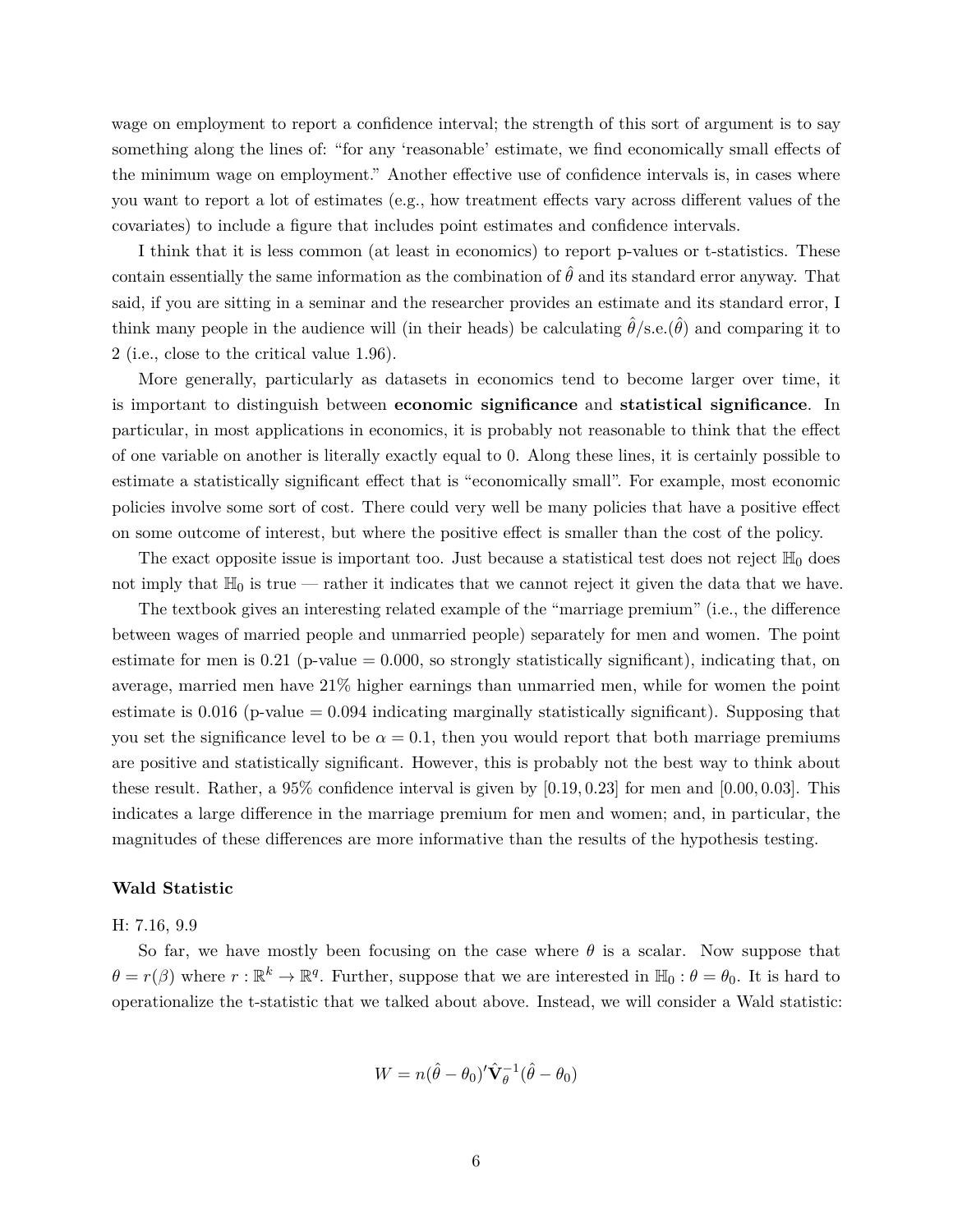wage on employment to report a confidence interval; the strength of this sort of argument is to say something along the lines of: "for any 'reasonable' estimate, we find economically small effects of the minimum wage on employment." Another effective use of confidence intervals is, in cases where you want to report a lot of estimates (e.g., how treatment effects vary across different values of the covariates) to include a figure that includes point estimates and confidence intervals.

I think that it is less common (at least in economics) to report p-values or t-statistics. These contain essentially the same information as the combination of $\hat{\theta}$ and its standard error anyway. That said, if you are sitting in a seminar and the researcher provides an estimate and its standard error, I think many people in the audience will (in their heads) be calculating $\hat{\theta}/\text{s.e.}(\hat{\theta})$ and comparing it to 2 (i.e., close to the critical value 1.96).

More generally, particularly as datasets in economics tend to become larger over time, it is important to distinguish between **economic significance** and **statistical significance**. In particular, in most applications in economics, it is probably not reasonable to think that the effect of one variable on another is literally exactly equal to 0. Along these lines, it is certainly possible to estimate a statistically significant effect that is "economically small". For example, most economic policies involve some sort of cost. There could very well be many policies that have a positive effect on some outcome of interest, but where the positive effect is smaller than the cost of the policy.

The exact opposite issue is important too. Just because a statistical test does not reject $\mathbb{H}_0$ does not imply that $\mathbb{H}_0$ is true — rather it indicates that we cannot reject it given the data that we have.

The textbook gives an interesting related example of the "marriage premium" (i.e., the difference between wages of married people and unmarried people) separately for men and women. The point estimate for men is 0.21 (p-value = 0.000, so strongly statistically significant), indicating that, on average, married men have 21% higher earnings than unmarried men, while for women the point estimate is 0.016 (p-value = 0.094 indicating marginally statistically significant). Supposing that you set the significance level to be $\alpha = 0.1$, then you would report that both marriage premiums are positive and statistically significant. However, this is probably not the best way to think about these result. Rather, a 95% confidence interval is given by $[0.19, 0.23]$ for men and $[0.00, 0.03]$. This indicates a large difference in the marriage premium for men and women; and, in particular, the magnitudes of these differences are more informative than the results of the hypothesis testing.

**Wald Statistic**

H: 7.16, 9.9

So far, we have mostly been focusing on the case where $\theta$ is a scalar. Now suppose that $\theta = r(\beta)$ where $r : \mathbb{R}^k \to \mathbb{R}^q$. Further, suppose that we are interested in $\mathbb{H}_0 : \theta = \theta_0$. It is hard to operationalize the t-statistic that we talked about above. Instead, we will consider a Wald statistic:

$$W = n(\hat{\theta} - \theta_0)' \hat{\mathbf{V}}_{\theta}^{-1} (\hat{\theta} - \theta_0)$$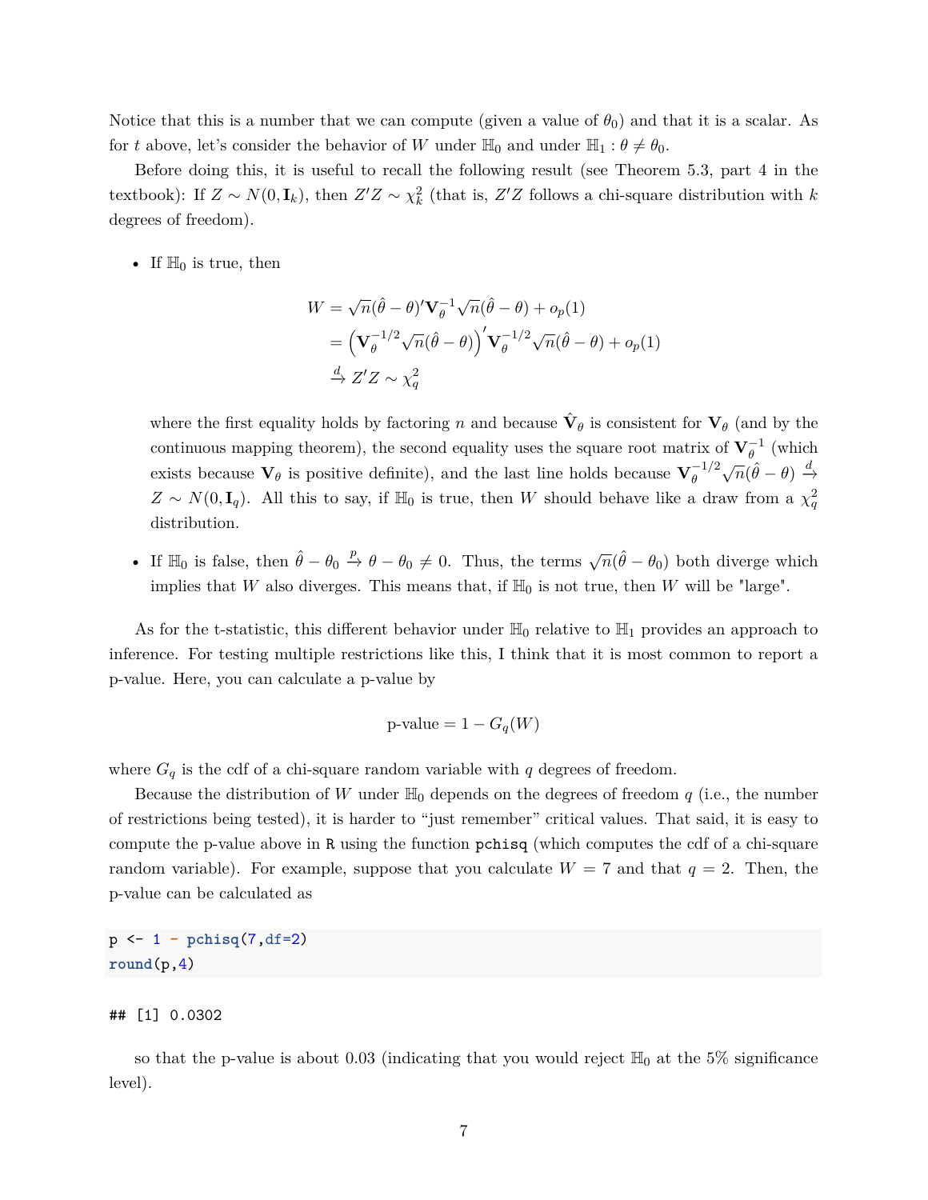Notice that this is a number that we can compute (given a value of $\theta_0$) and that it is a scalar. As for $t$ above, let's consider the behavior of $W$ under $\mathbb{H}_0$ and under $\mathbb{H}_1 : \theta \neq \theta_0$.

Before doing this, it is useful to recall the following result (see Theorem 5.3, part 4 in the textbook): If $Z \sim N(0, \mathbf{I}_k)$, then $Z'Z \sim \chi^2_k$ (that is, $Z'Z$ follows a chi-square distribution with $k$ degrees of freedom).

- If $\mathbb{H}_0$ is true, then

$$
\begin{aligned}
W &= \sqrt{n}(\hat{\theta} - \theta)' \mathbf{V}_\theta^{-1} \sqrt{n}(\hat{\theta} - \theta) + o_p(1) \\
&= \left( \mathbf{V}_\theta^{-1/2} \sqrt{n}(\hat{\theta} - \theta) \right)' \mathbf{V}_\theta^{-1/2} \sqrt{n}(\hat{\theta} - \theta) + o_p(1) \\
&\xrightarrow{d} Z'Z \sim \chi^2_q
\end{aligned}
$$

  where the first equality holds by factoring $n$ and because $\hat{\mathbf{V}}_\theta$ is consistent for $\mathbf{V}_\theta$ (and by the continuous mapping theorem), the second equality uses the square root matrix of $\mathbf{V}_\theta^{-1}$ (which exists because $\mathbf{V}_\theta$ is positive definite), and the last line holds because $\mathbf{V}_\theta^{-1/2} \sqrt{n}(\hat{\theta} - \theta) \xrightarrow{d} Z \sim N(0, \mathbf{I}_q)$. All this to say, if $\mathbb{H}_0$ is true, then $W$ should behave like a draw from a $\chi^2_q$ distribution.

- If $\mathbb{H}_0$ is false, then $\hat{\theta} - \theta_0 \xrightarrow{p} \theta - \theta_0 \neq 0$. Thus, the terms $\sqrt{n}(\hat{\theta} - \theta_0)$ both diverge which implies that $W$ also diverges. This means that, if $\mathbb{H}_0$ is not true, then $W$ will be "large".

As for the t-statistic, this different behavior under $\mathbb{H}_0$ relative to $\mathbb{H}_1$ provides an approach to inference. For testing multiple restrictions like this, I think that it is most common to report a p-value. Here, you can calculate a p-value by

$$
\text{p-value} = 1 - G_q(W)
$$

where $G_q$ is the cdf of a chi-square random variable with $q$ degrees of freedom.

Because the distribution of $W$ under $\mathbb{H}_0$ depends on the degrees of freedom $q$ (i.e., the number of restrictions being tested), it is harder to "just remember" critical values. That said, it is easy to compute the p-value above in `R` using the function `pchisq` (which computes the cdf of a chi-square random variable). For example, suppose that you calculate $W = 7$ and that $q = 2$. Then, the p-value can be calculated as

```
p <- 1 - pchisq(7,df=2)
round(p,4)
```

```
## [1] 0.0302
```

so that the p-value is about 0.03 (indicating that you would reject $\mathbb{H}_0$ at the 5% significance level).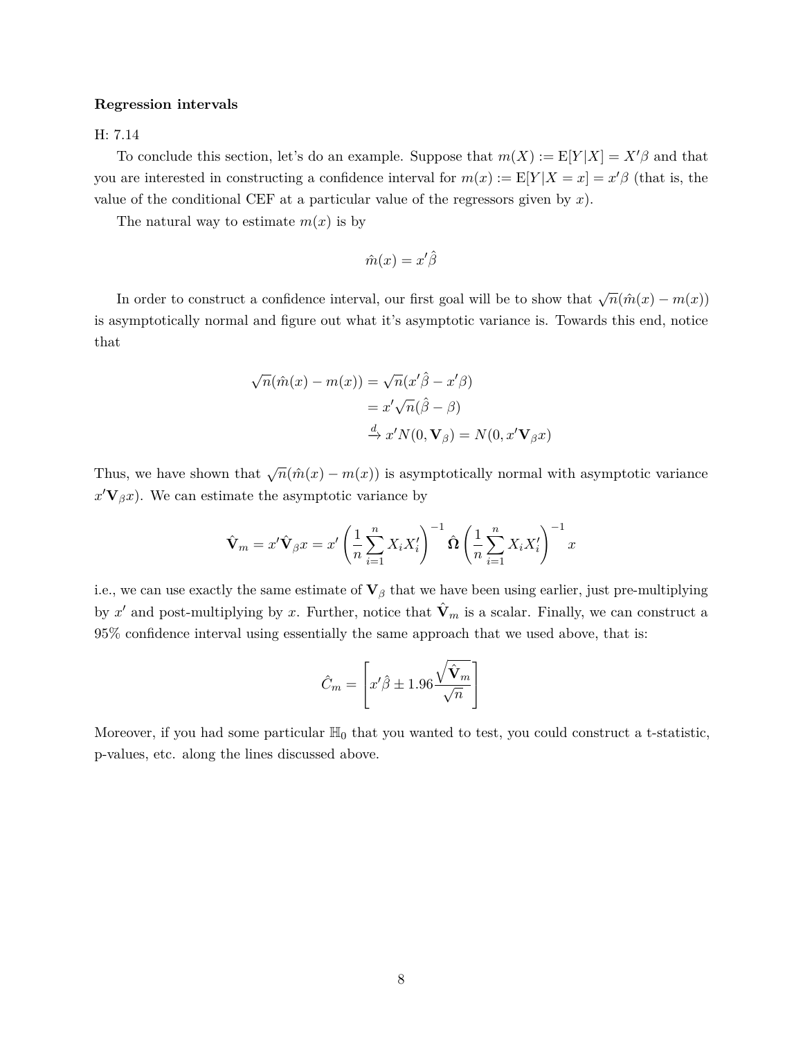**Regression intervals**

H: 7.14

To conclude this section, let's do an example. Suppose that $m(X) := \mathrm{E}[Y|X] = X'\beta$ and that you are interested in constructing a confidence interval for $m(x) := \mathrm{E}[Y|X = x] = x'\beta$ (that is, the value of the conditional CEF at a particular value of the regressors given by $x$).

The natural way to estimate $m(x)$ is by

$$\hat{m}(x) = x'\hat{\beta}$$

In order to construct a confidence interval, our first goal will be to show that $\sqrt{n}(\hat{m}(x) - m(x))$ is asymptotically normal and figure out what it's asymptotic variance is. Towards this end, notice that

$$\begin{aligned}
\sqrt{n}(\hat{m}(x) - m(x)) &= \sqrt{n}(x'\hat{\beta} - x'\beta) \\
&= x'\sqrt{n}(\hat{\beta} - \beta) \\
&\xrightarrow{d} x'N(0, \mathbf{V}_\beta) = N(0, x'\mathbf{V}_\beta x)
\end{aligned}$$

Thus, we have shown that $\sqrt{n}(\hat{m}(x) - m(x))$ is asymptotically normal with asymptotic variance $x'\mathbf{V}_\beta x$). We can estimate the asymptotic variance by

$$\hat{\mathbf{V}}_m = x'\hat{\mathbf{V}}_\beta x = x'\left(\frac{1}{n}\sum_{i=1}^n X_i X_i'\right)^{-1} \hat{\mathbf{\Omega}} \left(\frac{1}{n}\sum_{i=1}^n X_i X_i'\right)^{-1} x$$

i.e., we can use exactly the same estimate of $\mathbf{V}_\beta$ that we have been using earlier, just pre-multiplying by $x'$ and post-multiplying by $x$. Further, notice that $\hat{\mathbf{V}}_m$ is a scalar. Finally, we can construct a 95% confidence interval using essentially the same approach that we used above, that is:

$$\hat{C}_m = \left[x'\hat{\beta} \pm 1.96\frac{\sqrt{\hat{\mathbf{V}}_m}}{\sqrt{n}}\right]$$

Moreover, if you had some particular $\mathbb{H}_0$ that you wanted to test, you could construct a t-statistic, p-values, etc. along the lines discussed above.